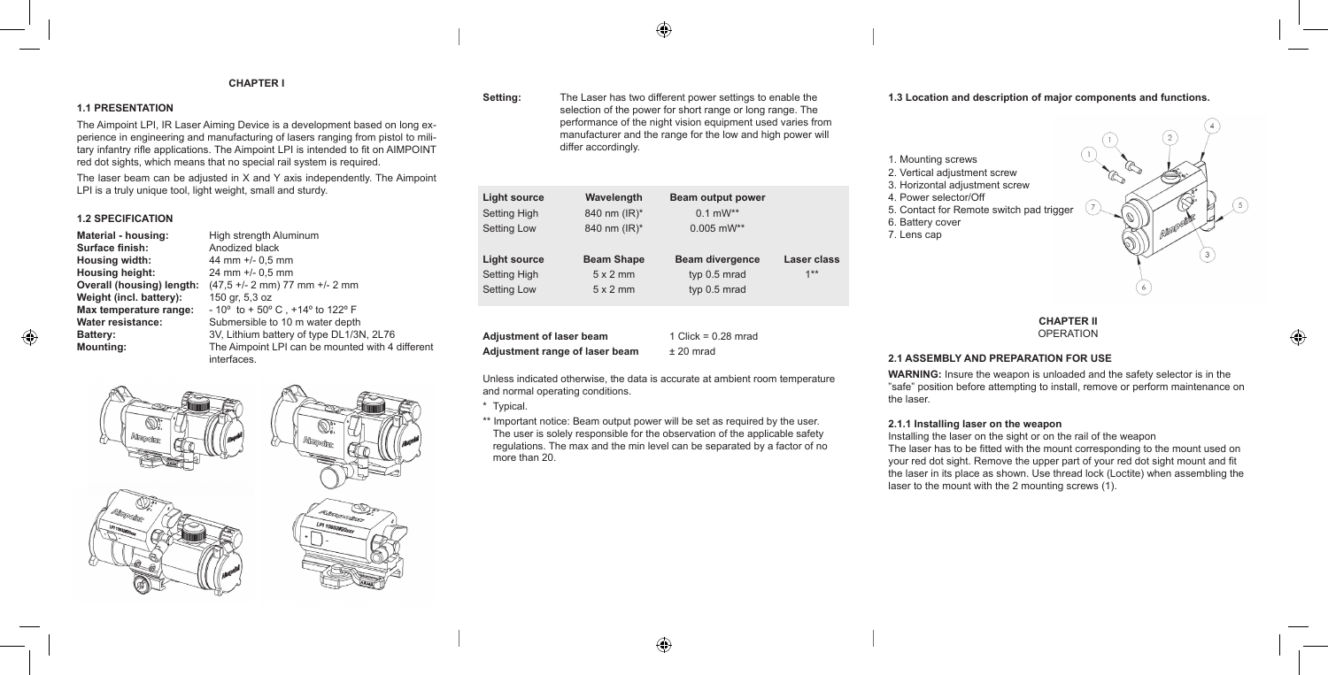## CHAPTER I

### 1.1 PRESENTATION

The Aimpoint LPI, IR Laser Aiming Device is a development based on long experience in engineering and manufacturing of lasers ranging from pistol to military infantry rifle applications. The Aimpoint LPI is intended to fit on AIMPOINT red dot sights, which means that no special rail system is required.

The laser beam can be adjusted in X and Y axis independently. The Aimpoint LPI is a truly unique tool, light weight, small and sturdy.

### 1.2 SPECIFICATION

**Material - housing:** High strength Aluminum
**Surface finish:** Anodized black
**Housing width:** 44 mm +/- 0,5 mm
**Housing height:** 24 mm +/- 0,5 mm
**Overall (housing) length:** (47,5 +/- 2 mm) 77 mm +/- 2 mm
**Weight (incl. battery):** 150 gr, 5,3 oz
**Max temperature range:** - 10º to + 50º C , +14º to 122º F
**Water resistance:** Submersible to 10 m water depth
**Battery:** 3V, Lithium battery of type DL1/3N, 2L76
**Mounting:** The Aimpoint LPI can be mounted with 4 different interfaces.

**Setting:** The Laser has two different power settings to enable the selection of the power for short range or long range. The performance of the night vision equipment used varies from manufacturer and the range for the low and high power will differ accordingly.

| Light source | Wavelength | Beam output power | |
|---|---|---|---|
| Setting High | 840 nm (IR)* | 0.1 mW** | |
| Setting Low | 840 nm (IR)* | 0.005 mW** | |
| **Light source** | **Beam Shape** | **Beam divergence** | **Laser class** |
| Setting High | 5 x 2 mm | typ 0.5 mrad | 1** |
| Setting Low | 5 x 2 mm | typ 0.5 mrad | |

**Adjustment of laser beam** 1 Click = 0.28 mrad
**Adjustment range of laser beam** ± 20 mrad

Unless indicated otherwise, the data is accurate at ambient room temperature and normal operating conditions.

\* Typical.

\*\* Important notice: Beam output power will be set as required by the user. The user is solely responsible for the observation of the applicable safety regulations. The max and the min level can be separated by a factor of no more than 20.

### 1.3 Location and description of major components and functions.

1. Mounting screws
2. Vertical adjustment screw
3. Horizontal adjustment screw
4. Power selector/Off
5. Contact for Remote switch pad trigger
6. Battery cover
7. Lens cap

## CHAPTER II
OPERATION

### 2.1 ASSEMBLY AND PREPARATION FOR USE

**WARNING:** Insure the weapon is unloaded and the safety selector is in the "safe" position before attempting to install, remove or perform maintenance on the laser.

#### 2.1.1 Installing laser on the weapon

Installing the laser on the sight or on the rail of the weapon
The laser has to be fitted with the mount corresponding to the mount used on your red dot sight. Remove the upper part of your red dot sight mount and fit the laser in its place as shown. Use thread lock (Loctite) when assembling the laser to the mount with the 2 mounting screws (1).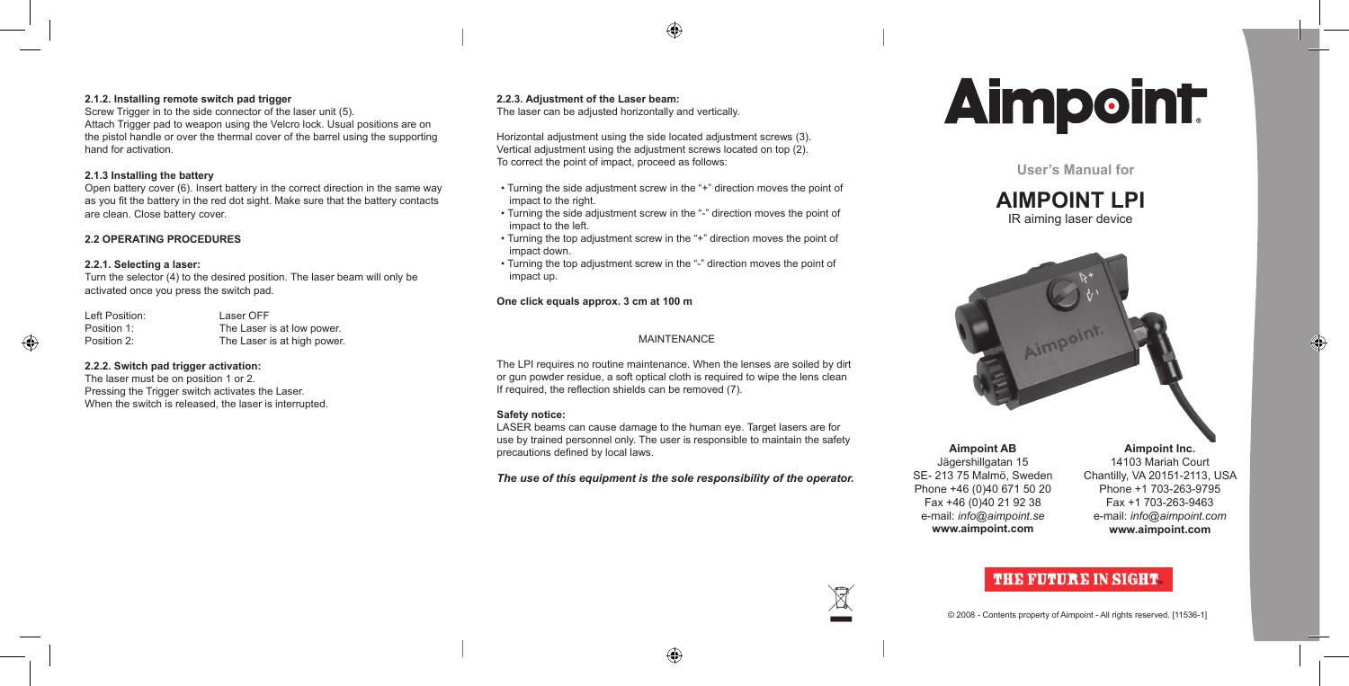#### 2.1.2. Installing remote switch pad trigger

Screw Trigger in to the side connector of the laser unit (5).
Attach Trigger pad to weapon using the Velcro lock. Usual positions are on the pistol handle or over the thermal cover of the barrel using the supporting hand for activation.

#### 2.1.3 Installing the battery

Open battery cover (6). Insert battery in the correct direction in the same way as you fit the battery in the red dot sight. Make sure that the battery contacts are clean. Close battery cover.

### 2.2 OPERATING PROCEDURES

#### 2.2.1. Selecting a laser:

Turn the selector (4) to the desired position. The laser beam will only be activated once you press the switch pad.

| | |
|---|---|
| Left Position: | Laser OFF |
| Position 1: | The Laser is at low power. |
| Position 2: | The Laser is at high power. |

#### 2.2.2. Switch pad trigger activation:

The laser must be on position 1 or 2.
Pressing the Trigger switch activates the Laser.
When the switch is released, the laser is interrupted.

#### 2.2.3. Adjustment of the Laser beam:

The laser can be adjusted horizontally and vertically.

Horizontal adjustment using the side located adjustment screws (3).
Vertical adjustment using the adjustment screws located on top (2).
To correct the point of impact, proceed as follows:

- Turning the side adjustment screw in the "+" direction moves the point of impact to the right.
- Turning the side adjustment screw in the "-" direction moves the point of impact to the left.
- Turning the top adjustment screw in the "+" direction moves the point of impact down.
- Turning the top adjustment screw in the "-" direction moves the point of impact up.

**One click equals approx. 3 cm at 100 m**

MAINTENANCE

The LPI requires no routine maintenance. When the lenses are soiled by dirt or gun powder residue, a soft optical cloth is required to wipe the lens clean If required, the reflection shields can be removed (7).

**Safety notice:**

LASER beams can cause damage to the human eye. Target lasers are for use by trained personnel only. The user is responsible to maintain the safety precautions defined by local laws.

***The use of this equipment is the sole responsibility of the operator.***

# Aimpoint

User's Manual for

## AIMPOINT LPI

IR aiming laser device

**Aimpoint AB**
Jägershillgatan 15
SE- 213 75 Malmö, Sweden
Phone +46 (0)40 671 50 20
Fax +46 (0)40 21 92 38
e-mail: *info@aimpoint.se*
**www.aimpoint.com**

**Aimpoint Inc.**
14103 Mariah Court
Chantilly, VA 20151-2113, USA
Phone +1 703-263-9795
Fax +1 703-263-9463
e-mail: *info@aimpoint.com*
**www.aimpoint.com**

THE FUTURE IN SIGHT™

© 2008 - Contents property of Aimpoint - All rights reserved. [11536-1]